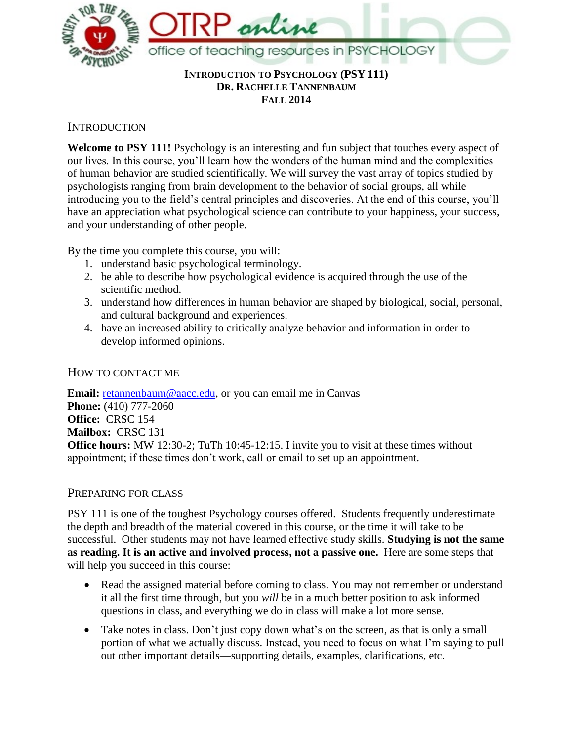**INTRODUCTION TO PSYCHOLOGY (PSY 111)**
**DR. RACHELLE TANNENBAUM**
**FALL 2014**

## INTRODUCTION

**Welcome to PSY 111!** Psychology is an interesting and fun subject that touches every aspect of our lives. In this course, you'll learn how the wonders of the human mind and the complexities of human behavior are studied scientifically. We will survey the vast array of topics studied by psychologists ranging from brain development to the behavior of social groups, all while introducing you to the field's central principles and discoveries. At the end of this course, you'll have an appreciation what psychological science can contribute to your happiness, your success, and your understanding of other people.

By the time you complete this course, you will:

1. understand basic psychological terminology.
2. be able to describe how psychological evidence is acquired through the use of the scientific method.
3. understand how differences in human behavior are shaped by biological, social, personal, and cultural background and experiences.
4. have an increased ability to critically analyze behavior and information in order to develop informed opinions.

## HOW TO CONTACT ME

**Email:** retannenbaum@aacc.edu, or you can email me in Canvas
**Phone:** (410) 777-2060
**Office:** CRSC 154
**Mailbox:** CRSC 131
**Office hours:** MW 12:30-2; TuTh 10:45-12:15. I invite you to visit at these times without appointment; if these times don't work, call or email to set up an appointment.

## PREPARING FOR CLASS

PSY 111 is one of the toughest Psychology courses offered. Students frequently underestimate the depth and breadth of the material covered in this course, or the time it will take to be successful. Other students may not have learned effective study skills. **Studying is not the same as reading. It is an active and involved process, not a passive one.** Here are some steps that will help you succeed in this course:

- Read the assigned material before coming to class. You may not remember or understand it all the first time through, but you *will* be in a much better position to ask informed questions in class, and everything we do in class will make a lot more sense.
- Take notes in class. Don't just copy down what's on the screen, as that is only a small portion of what we actually discuss. Instead, you need to focus on what I'm saying to pull out other important details—supporting details, examples, clarifications, etc.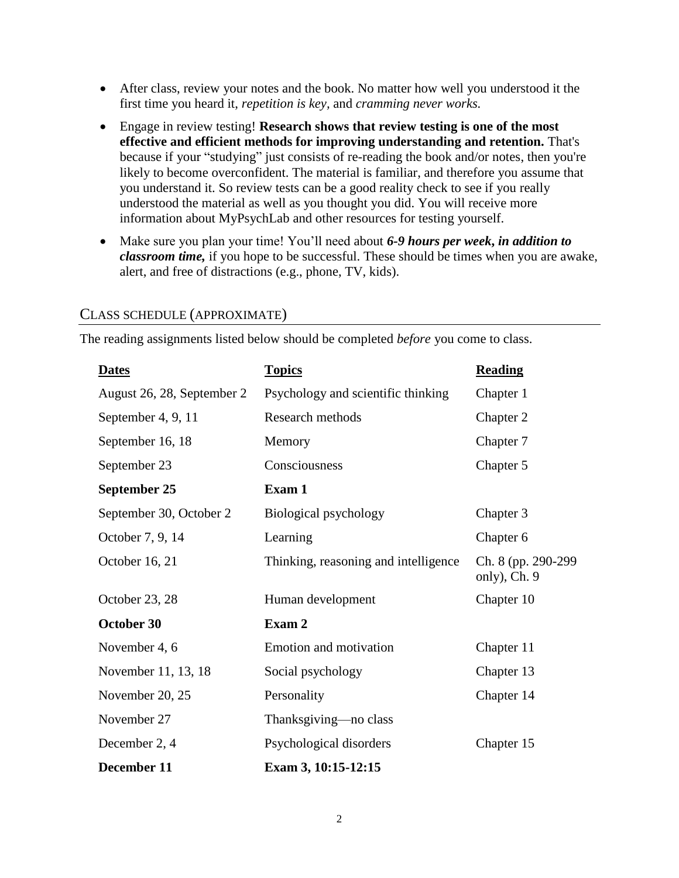- After class, review your notes and the book. No matter how well you understood it the first time you heard it, *repetition is key,* and *cramming never works.*
- Engage in review testing! **Research shows that review testing is one of the most effective and efficient methods for improving understanding and retention.** That's because if your "studying" just consists of re-reading the book and/or notes, then you're likely to become overconfident. The material is familiar, and therefore you assume that you understand it. So review tests can be a good reality check to see if you really understood the material as well as you thought you did. You will receive more information about MyPsychLab and other resources for testing yourself.
- Make sure you plan your time! You'll need about ***6-9 hours per week, in addition to classroom time,*** if you hope to be successful. These should be times when you are awake, alert, and free of distractions (e.g., phone, TV, kids).

## Class Schedule (Approximate)

The reading assignments listed below should be completed *before* you come to class.

| Dates | Topics | Reading |
| --- | --- | --- |
| August 26, 28, September 2 | Psychology and scientific thinking | Chapter 1 |
| September 4, 9, 11 | Research methods | Chapter 2 |
| September 16, 18 | Memory | Chapter 7 |
| September 23 | Consciousness | Chapter 5 |
| **September 25** | **Exam 1** | |
| September 30, October 2 | Biological psychology | Chapter 3 |
| October 7, 9, 14 | Learning | Chapter 6 |
| October 16, 21 | Thinking, reasoning and intelligence | Ch. 8 (pp. 290-299 only), Ch. 9 |
| October 23, 28 | Human development | Chapter 10 |
| **October 30** | **Exam 2** | |
| November 4, 6 | Emotion and motivation | Chapter 11 |
| November 11, 13, 18 | Social psychology | Chapter 13 |
| November 20, 25 | Personality | Chapter 14 |
| November 27 | Thanksgiving—no class | |
| December 2, 4 | Psychological disorders | Chapter 15 |
| **December 11** | **Exam 3, 10:15-12:15** | |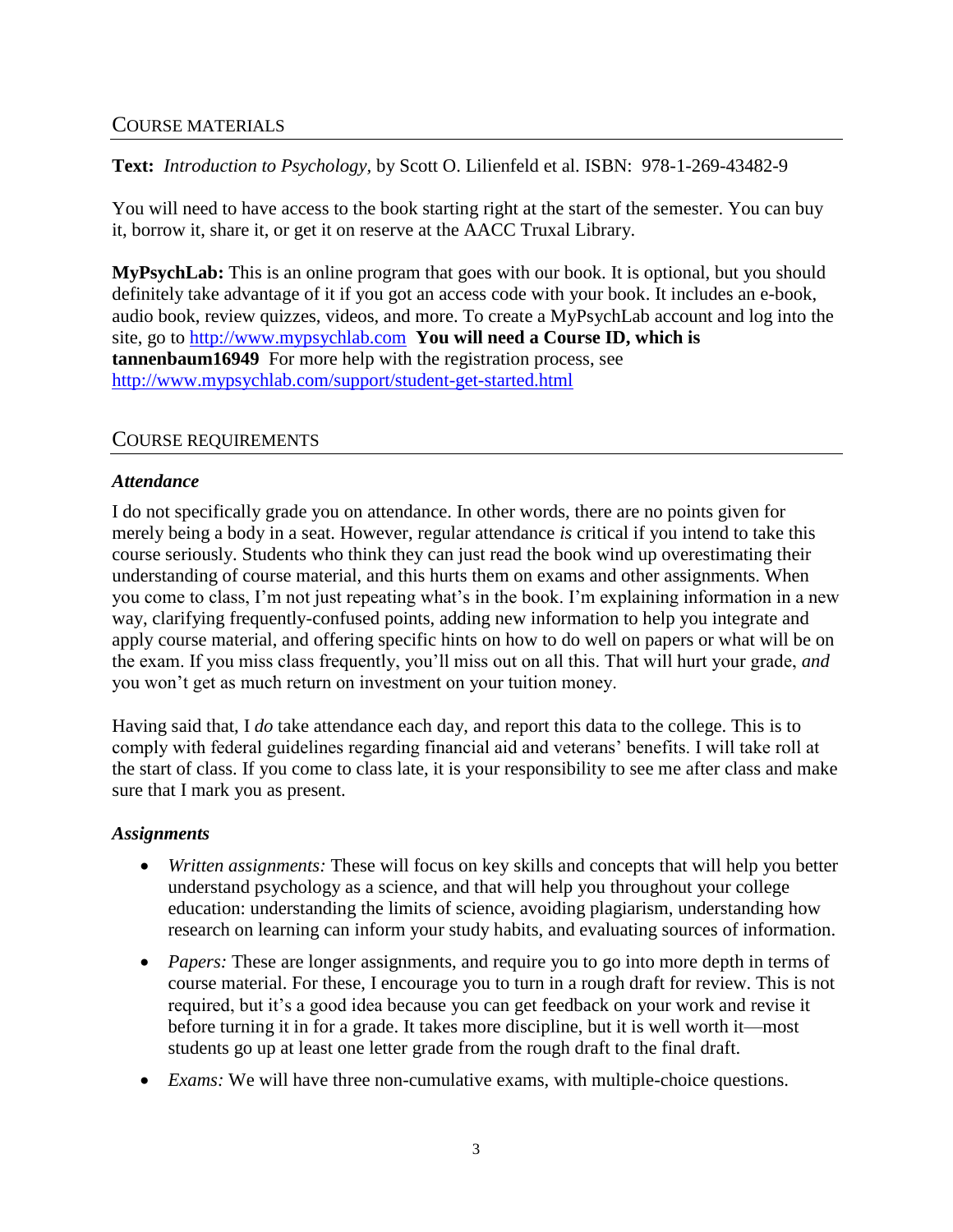## COURSE MATERIALS

**Text:** *Introduction to Psychology*, by Scott O. Lilienfeld et al. ISBN: 978-1-269-43482-9

You will need to have access to the book starting right at the start of the semester. You can buy it, borrow it, share it, or get it on reserve at the AACC Truxal Library.

**MyPsychLab:** This is an online program that goes with our book. It is optional, but you should definitely take advantage of it if you got an access code with your book. It includes an e-book, audio book, review quizzes, videos, and more. To create a MyPsychLab account and log into the site, go to [http://www.mypsychlab.com](http://www.mypsychlab.com) **You will need a Course ID, which is tannenbaum16949** For more help with the registration process, see [http://www.mypsychlab.com/support/student-get-started.html](http://www.mypsychlab.com/support/student-get-started.html)

## COURSE REQUIREMENTS

### *Attendance*

I do not specifically grade you on attendance. In other words, there are no points given for merely being a body in a seat. However, regular attendance *is* critical if you intend to take this course seriously. Students who think they can just read the book wind up overestimating their understanding of course material, and this hurts them on exams and other assignments. When you come to class, I'm not just repeating what's in the book. I'm explaining information in a new way, clarifying frequently-confused points, adding new information to help you integrate and apply course material, and offering specific hints on how to do well on papers or what will be on the exam. If you miss class frequently, you'll miss out on all this. That will hurt your grade, *and* you won't get as much return on investment on your tuition money.

Having said that, I *do* take attendance each day, and report this data to the college. This is to comply with federal guidelines regarding financial aid and veterans' benefits. I will take roll at the start of class. If you come to class late, it is your responsibility to see me after class and make sure that I mark you as present.

### *Assignments*

- *Written assignments:* These will focus on key skills and concepts that will help you better understand psychology as a science, and that will help you throughout your college education: understanding the limits of science, avoiding plagiarism, understanding how research on learning can inform your study habits, and evaluating sources of information.
- *Papers:* These are longer assignments, and require you to go into more depth in terms of course material. For these, I encourage you to turn in a rough draft for review. This is not required, but it's a good idea because you can get feedback on your work and revise it before turning it in for a grade. It takes more discipline, but it is well worth it—most students go up at least one letter grade from the rough draft to the final draft.
- *Exams:* We will have three non-cumulative exams, with multiple-choice questions.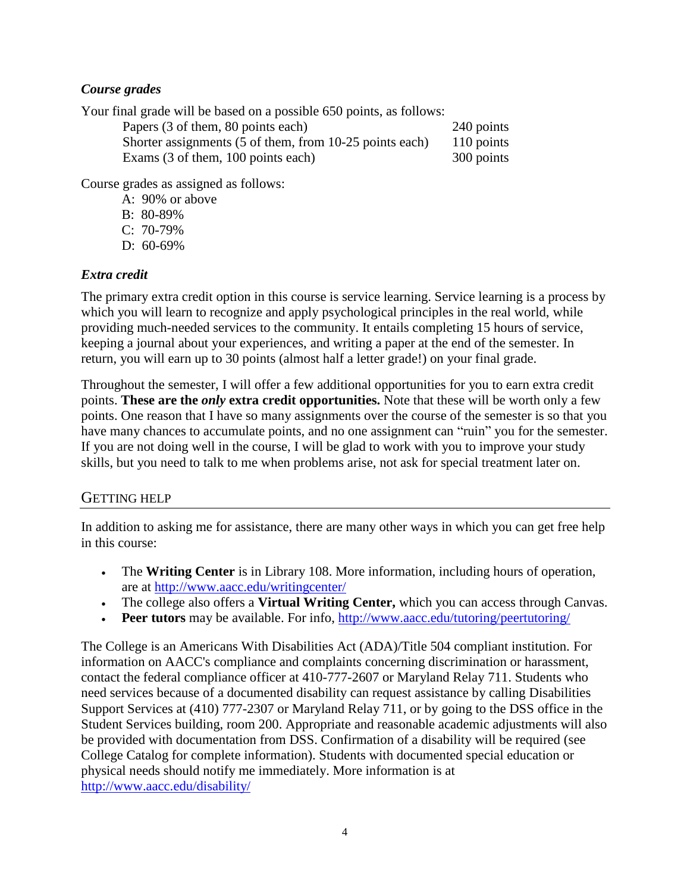### *Course grades*

Your final grade will be based on a possible 650 points, as follows:

| | |
|---|---|
| Papers (3 of them, 80 points each) | 240 points |
| Shorter assignments (5 of them, from 10-25 points each) | 110 points |
| Exams (3 of them, 100 points each) | 300 points |

Course grades as assigned as follows:

A: 90% or above
B: 80-89%
C: 70-79%
D: 60-69%

### *Extra credit*

The primary extra credit option in this course is service learning. Service learning is a process by which you will learn to recognize and apply psychological principles in the real world, while providing much-needed services to the community. It entails completing 15 hours of service, keeping a journal about your experiences, and writing a paper at the end of the semester. In return, you will earn up to 30 points (almost half a letter grade!) on your final grade.

Throughout the semester, I will offer a few additional opportunities for you to earn extra credit points. **These are the *only* extra credit opportunities.** Note that these will be worth only a few points. One reason that I have so many assignments over the course of the semester is so that you have many chances to accumulate points, and no one assignment can "ruin" you for the semester. If you are not doing well in the course, I will be glad to work with you to improve your study skills, but you need to talk to me when problems arise, not ask for special treatment later on.

## GETTING HELP

In addition to asking me for assistance, there are many other ways in which you can get free help in this course:

- The **Writing Center** is in Library 108. More information, including hours of operation, are at http://www.aacc.edu/writingcenter/
- The college also offers a **Virtual Writing Center,** which you can access through Canvas.
- **Peer tutors** may be available. For info, http://www.aacc.edu/tutoring/peertutoring/

The College is an Americans With Disabilities Act (ADA)/Title 504 compliant institution. For information on AACC's compliance and complaints concerning discrimination or harassment, contact the federal compliance officer at 410-777-2607 or Maryland Relay 711. Students who need services because of a documented disability can request assistance by calling Disabilities Support Services at (410) 777-2307 or Maryland Relay 711, or by going to the DSS office in the Student Services building, room 200. Appropriate and reasonable academic adjustments will also be provided with documentation from DSS. Confirmation of a disability will be required (see College Catalog for complete information). Students with documented special education or physical needs should notify me immediately. More information is at http://www.aacc.edu/disability/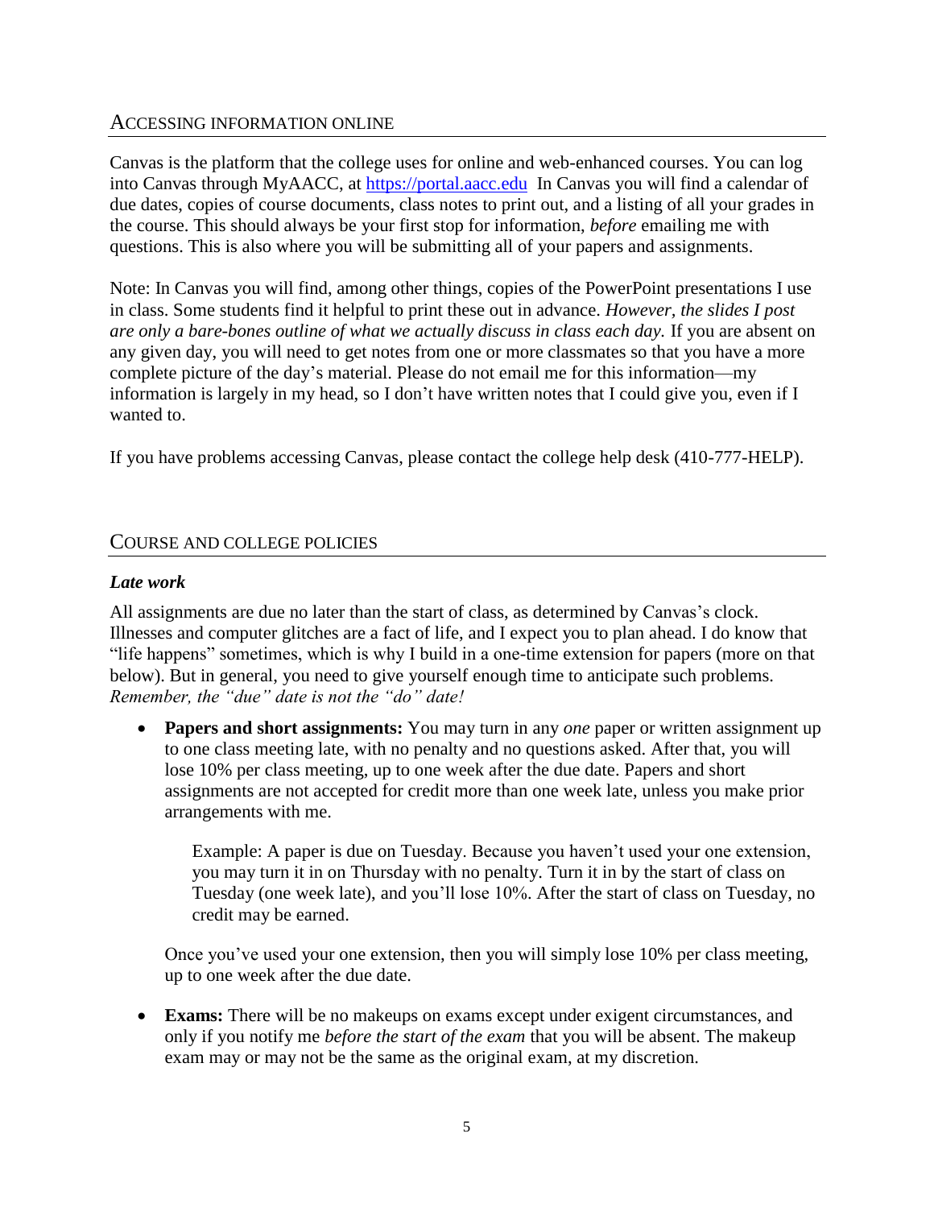## Accessing Information Online

Canvas is the platform that the college uses for online and web-enhanced courses. You can log into Canvas through MyAACC, at https://portal.aacc.edu In Canvas you will find a calendar of due dates, copies of course documents, class notes to print out, and a listing of all your grades in the course. This should always be your first stop for information, *before* emailing me with questions. This is also where you will be submitting all of your papers and assignments.

Note: In Canvas you will find, among other things, copies of the PowerPoint presentations I use in class. Some students find it helpful to print these out in advance. *However, the slides I post are only a bare-bones outline of what we actually discuss in class each day.* If you are absent on any given day, you will need to get notes from one or more classmates so that you have a more complete picture of the day's material. Please do not email me for this information—my information is largely in my head, so I don't have written notes that I could give you, even if I wanted to.

If you have problems accessing Canvas, please contact the college help desk (410-777-HELP).

## Course and College Policies

### *Late work*

All assignments are due no later than the start of class, as determined by Canvas's clock. Illnesses and computer glitches are a fact of life, and I expect you to plan ahead. I do know that "life happens" sometimes, which is why I build in a one-time extension for papers (more on that below). But in general, you need to give yourself enough time to anticipate such problems. *Remember, the "due" date is not the "do" date!*

- **Papers and short assignments:** You may turn in any *one* paper or written assignment up to one class meeting late, with no penalty and no questions asked. After that, you will lose 10% per class meeting, up to one week after the due date. Papers and short assignments are not accepted for credit more than one week late, unless you make prior arrangements with me.

  Example: A paper is due on Tuesday. Because you haven't used your one extension, you may turn it in on Thursday with no penalty. Turn it in by the start of class on Tuesday (one week late), and you'll lose 10%. After the start of class on Tuesday, no credit may be earned.

  Once you've used your one extension, then you will simply lose 10% per class meeting, up to one week after the due date.

- **Exams:** There will be no makeups on exams except under exigent circumstances, and only if you notify me *before the start of the exam* that you will be absent. The makeup exam may or may not be the same as the original exam, at my discretion.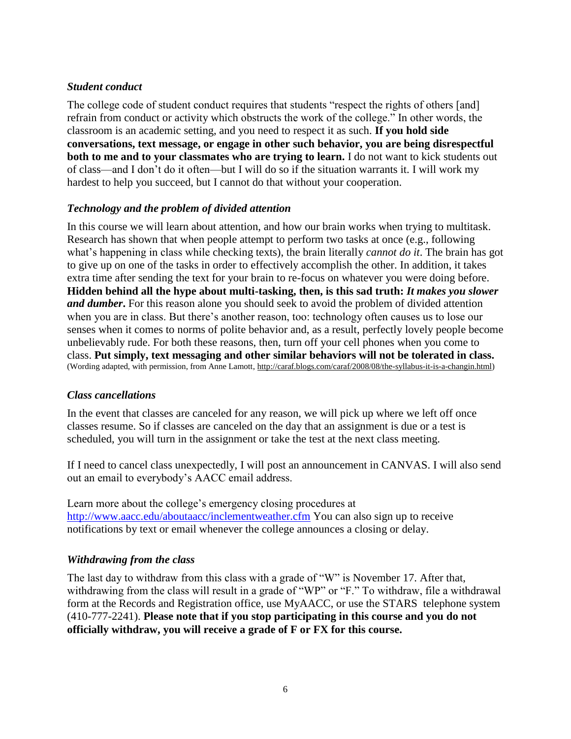### *Student conduct*

The college code of student conduct requires that students "respect the rights of others [and] refrain from conduct or activity which obstructs the work of the college." In other words, the classroom is an academic setting, and you need to respect it as such. **If you hold side conversations, text message, or engage in other such behavior, you are being disrespectful both to me and to your classmates who are trying to learn.** I do not want to kick students out of class—and I don't do it often—but I will do so if the situation warrants it. I will work my hardest to help you succeed, but I cannot do that without your cooperation.

### *Technology and the problem of divided attention*

In this course we will learn about attention, and how our brain works when trying to multitask. Research has shown that when people attempt to perform two tasks at once (e.g., following what's happening in class while checking texts), the brain literally *cannot do it*. The brain has got to give up on one of the tasks in order to effectively accomplish the other. In addition, it takes extra time after sending the text for your brain to re-focus on whatever you were doing before. **Hidden behind all the hype about multi-tasking, then, is this sad truth: *It makes you slower and dumber*.** For this reason alone you should seek to avoid the problem of divided attention when you are in class. But there's another reason, too: technology often causes us to lose our senses when it comes to norms of polite behavior and, as a result, perfectly lovely people become unbelievably rude. For both these reasons, then, turn off your cell phones when you come to class. **Put simply, text messaging and other similar behaviors will not be tolerated in class.** (Wording adapted, with permission, from Anne Lamott, http://caraf.blogs.com/caraf/2008/08/the-syllabus-it-is-a-changin.html)

### *Class cancellations*

In the event that classes are canceled for any reason, we will pick up where we left off once classes resume. So if classes are canceled on the day that an assignment is due or a test is scheduled, you will turn in the assignment or take the test at the next class meeting.

If I need to cancel class unexpectedly, I will post an announcement in CANVAS. I will also send out an email to everybody's AACC email address.

Learn more about the college's emergency closing procedures at http://www.aacc.edu/aboutaacc/inclementweather.cfm You can also sign up to receive notifications by text or email whenever the college announces a closing or delay.

### *Withdrawing from the class*

The last day to withdraw from this class with a grade of "W" is November 17. After that, withdrawing from the class will result in a grade of "WP" or "F." To withdraw, file a withdrawal form at the Records and Registration office, use MyAACC, or use the STARS telephone system (410-777-2241). **Please note that if you stop participating in this course and you do not officially withdraw, you will receive a grade of F or FX for this course.**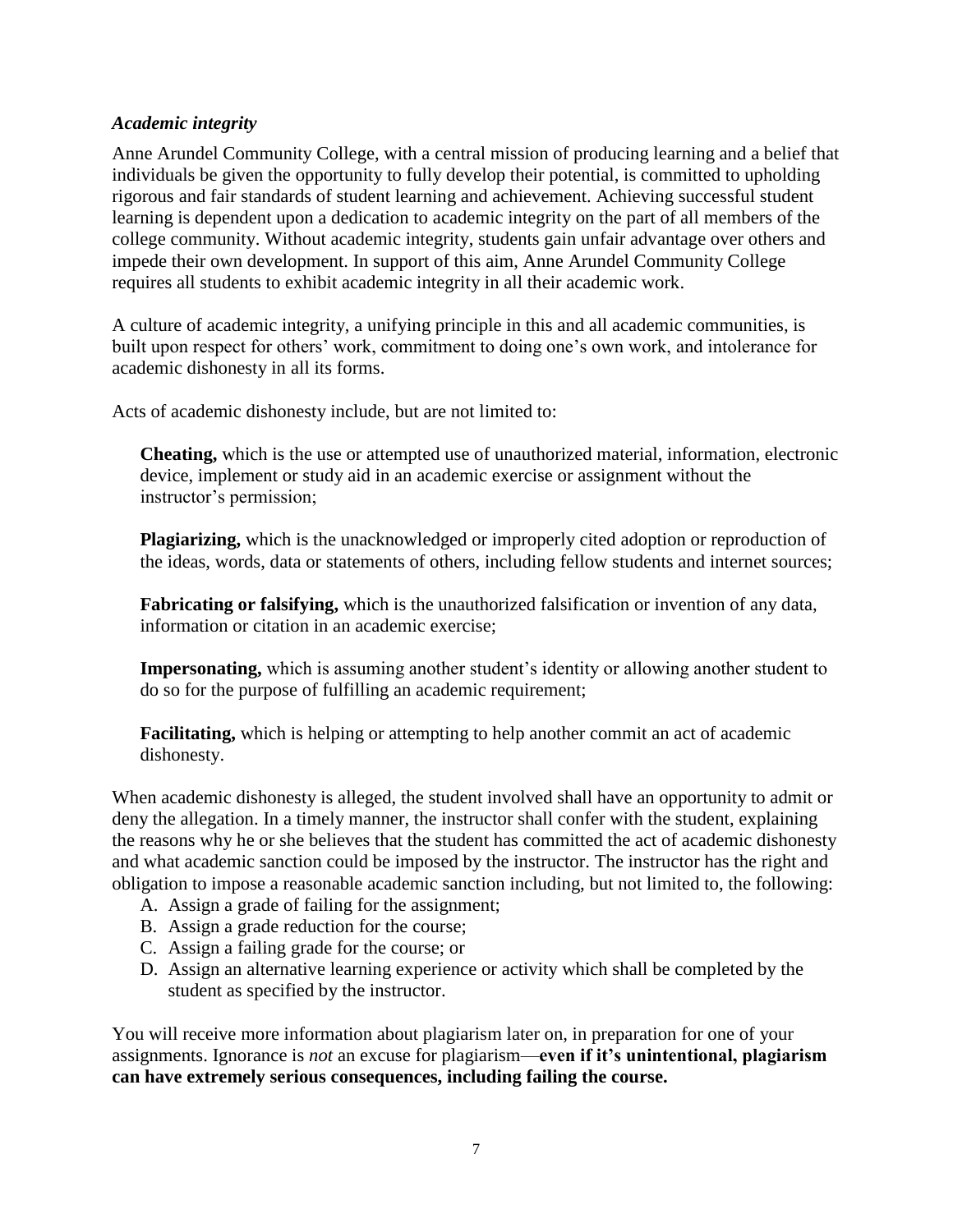### *Academic integrity*

Anne Arundel Community College, with a central mission of producing learning and a belief that individuals be given the opportunity to fully develop their potential, is committed to upholding rigorous and fair standards of student learning and achievement. Achieving successful student learning is dependent upon a dedication to academic integrity on the part of all members of the college community. Without academic integrity, students gain unfair advantage over others and impede their own development. In support of this aim, Anne Arundel Community College requires all students to exhibit academic integrity in all their academic work.

A culture of academic integrity, a unifying principle in this and all academic communities, is built upon respect for others' work, commitment to doing one's own work, and intolerance for academic dishonesty in all its forms.

Acts of academic dishonesty include, but are not limited to:

**Cheating,** which is the use or attempted use of unauthorized material, information, electronic device, implement or study aid in an academic exercise or assignment without the instructor's permission;

**Plagiarizing,** which is the unacknowledged or improperly cited adoption or reproduction of the ideas, words, data or statements of others, including fellow students and internet sources;

**Fabricating or falsifying,** which is the unauthorized falsification or invention of any data, information or citation in an academic exercise;

**Impersonating,** which is assuming another student's identity or allowing another student to do so for the purpose of fulfilling an academic requirement;

**Facilitating,** which is helping or attempting to help another commit an act of academic dishonesty.

When academic dishonesty is alleged, the student involved shall have an opportunity to admit or deny the allegation. In a timely manner, the instructor shall confer with the student, explaining the reasons why he or she believes that the student has committed the act of academic dishonesty and what academic sanction could be imposed by the instructor. The instructor has the right and obligation to impose a reasonable academic sanction including, but not limited to, the following:

A. Assign a grade of failing for the assignment;
B. Assign a grade reduction for the course;
C. Assign a failing grade for the course; or
D. Assign an alternative learning experience or activity which shall be completed by the student as specified by the instructor.

You will receive more information about plagiarism later on, in preparation for one of your assignments. Ignorance is *not* an excuse for plagiarism—**even if it's unintentional, plagiarism can have extremely serious consequences, including failing the course.**